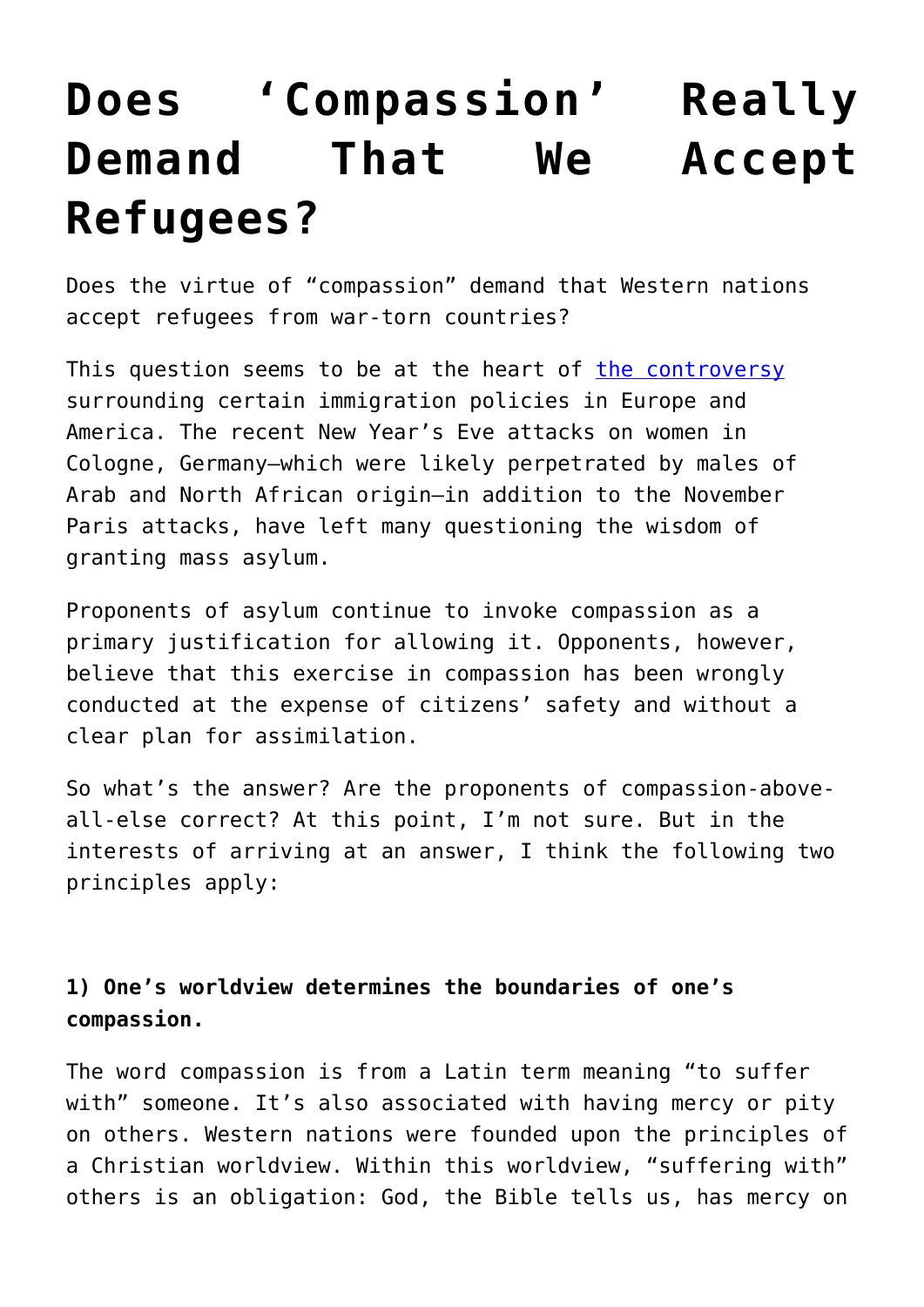# Does 'Compassion' Really Demand That We Accept Refugees?

Does the virtue of "compassion" demand that Western nations accept refugees from war-torn countries?

This question seems to be at the heart of [the controversy] surrounding certain immigration policies in Europe and America. The recent New Year's Eve attacks on women in Cologne, Germany—which were likely perpetrated by males of Arab and North African origin—in addition to the November Paris attacks, have left many questioning the wisdom of granting mass asylum.

Proponents of asylum continue to invoke compassion as a primary justification for allowing it. Opponents, however, believe that this exercise in compassion has been wrongly conducted at the expense of citizens' safety and without a clear plan for assimilation.

So what's the answer? Are the proponents of compassion-above-all-else correct? At this point, I'm not sure. But in the interests of arriving at an answer, I think the following two principles apply:

**1) One's worldview determines the boundaries of one's compassion.**

The word compassion is from a Latin term meaning "to suffer with" someone. It's also associated with having mercy or pity on others. Western nations were founded upon the principles of a Christian worldview. Within this worldview, "suffering with" others is an obligation: God, the Bible tells us, has mercy on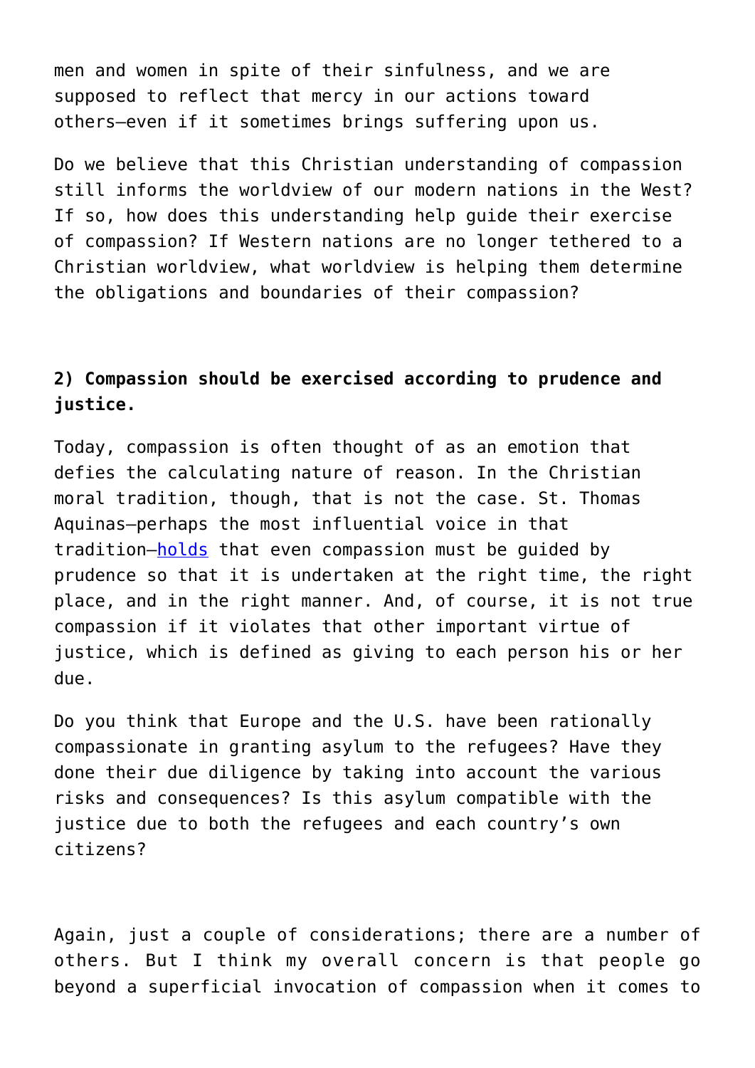men and women in spite of their sinfulness, and we are supposed to reflect that mercy in our actions toward others—even if it sometimes brings suffering upon us.

Do we believe that this Christian understanding of compassion still informs the worldview of our modern nations in the West? If so, how does this understanding help guide their exercise of compassion? If Western nations are no longer tethered to a Christian worldview, what worldview is helping them determine the obligations and boundaries of their compassion?

**2) Compassion should be exercised according to prudence and justice.**

Today, compassion is often thought of as an emotion that defies the calculating nature of reason. In the Christian moral tradition, though, that is not the case. St. Thomas Aquinas—perhaps the most influential voice in that tradition—holds that even compassion must be guided by prudence so that it is undertaken at the right time, the right place, and in the right manner. And, of course, it is not true compassion if it violates that other important virtue of justice, which is defined as giving to each person his or her due.

Do you think that Europe and the U.S. have been rationally compassionate in granting asylum to the refugees? Have they done their due diligence by taking into account the various risks and consequences? Is this asylum compatible with the justice due to both the refugees and each country's own citizens?

Again, just a couple of considerations; there are a number of others. But I think my overall concern is that people go beyond a superficial invocation of compassion when it comes to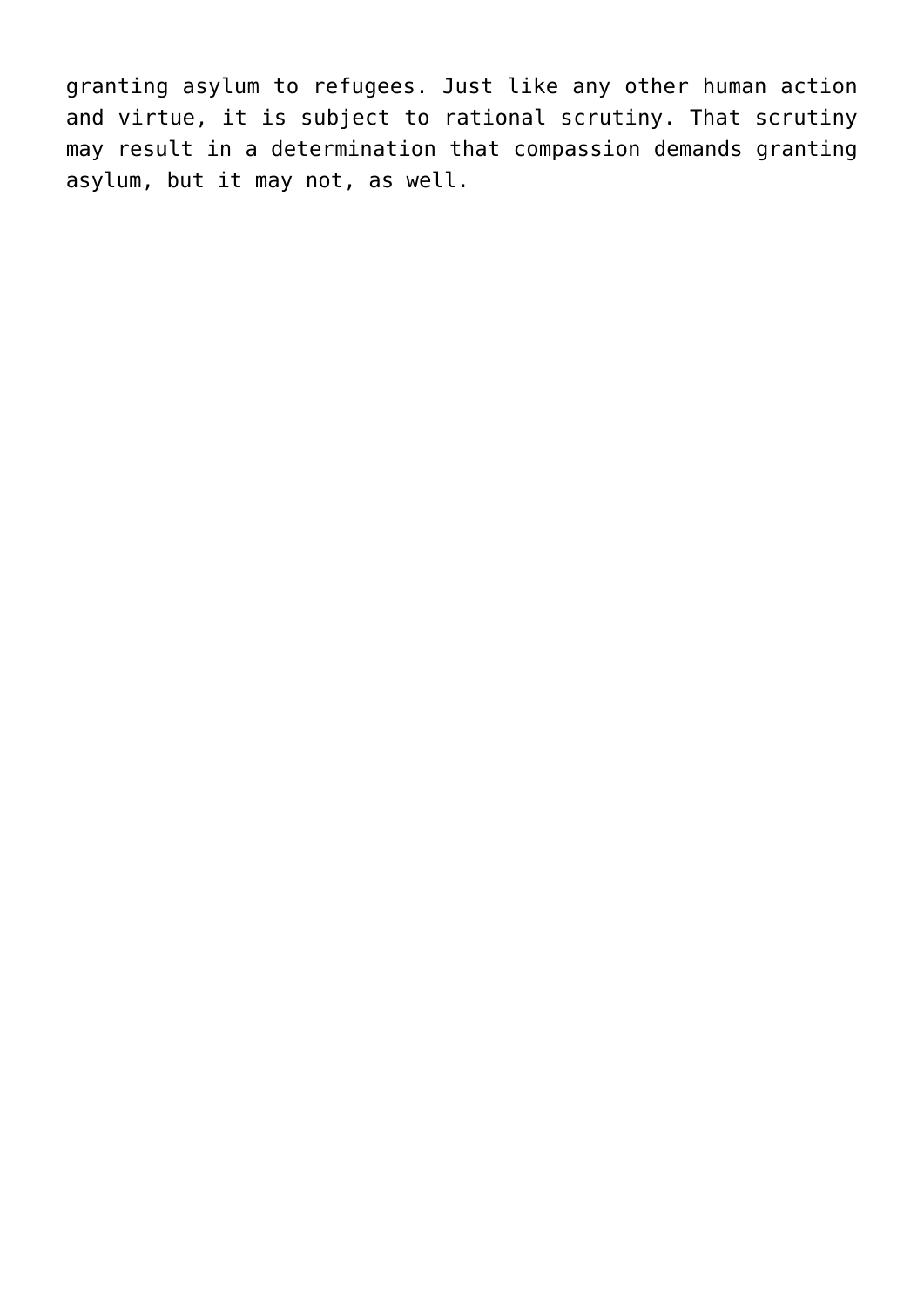granting asylum to refugees. Just like any other human action and virtue, it is subject to rational scrutiny. That scrutiny may result in a determination that compassion demands granting asylum, but it may not, as well.